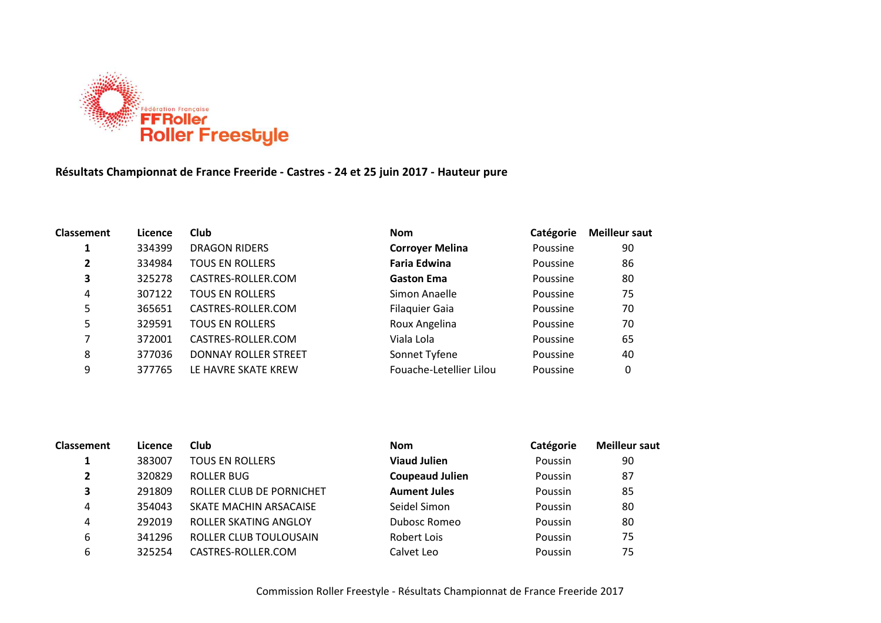Fédération Française
FFRoller
Roller Freestyle

**Résultats Championnat de France Freeride - Castres - 24 et 25 juin 2017 - Hauteur pure**

| Classement | Licence | Club | Nom | Catégorie | Meilleur saut |
|---|---|---|---|---|---|
| **1** | 334399 | DRAGON RIDERS | **Corroyer Melina** | Poussine | 90 |
| **2** | 334984 | TOUS EN ROLLERS | **Faria Edwina** | Poussine | 86 |
| **3** | 325278 | CASTRES-ROLLER.COM | **Gaston Ema** | Poussine | 80 |
| 4 | 307122 | TOUS EN ROLLERS | Simon Anaelle | Poussine | 75 |
| 5 | 365651 | CASTRES-ROLLER.COM | Filaquier Gaia | Poussine | 70 |
| 5 | 329591 | TOUS EN ROLLERS | Roux Angelina | Poussine | 70 |
| 7 | 372001 | CASTRES-ROLLER.COM | Viala Lola | Poussine | 65 |
| 8 | 377036 | DONNAY ROLLER STREET | Sonnet Tyfene | Poussine | 40 |
| 9 | 377765 | LE HAVRE SKATE KREW | Fouache-Letellier Lilou | Poussine | 0 |

| Classement | Licence | Club | Nom | Catégorie | Meilleur saut |
|---|---|---|---|---|---|
| **1** | 383007 | TOUS EN ROLLERS | **Viaud Julien** | Poussin | 90 |
| **2** | 320829 | ROLLER BUG | **Coupeaud Julien** | Poussin | 87 |
| **3** | 291809 | ROLLER CLUB DE PORNICHET | **Aument Jules** | Poussin | 85 |
| 4 | 354043 | SKATE MACHIN ARSACAISE | Seidel Simon | Poussin | 80 |
| 4 | 292019 | ROLLER SKATING ANGLOY | Dubosc Romeo | Poussin | 80 |
| 6 | 341296 | ROLLER CLUB TOULOUSAIN | Robert Lois | Poussin | 75 |
| 6 | 325254 | CASTRES-ROLLER.COM | Calvet Leo | Poussin | 75 |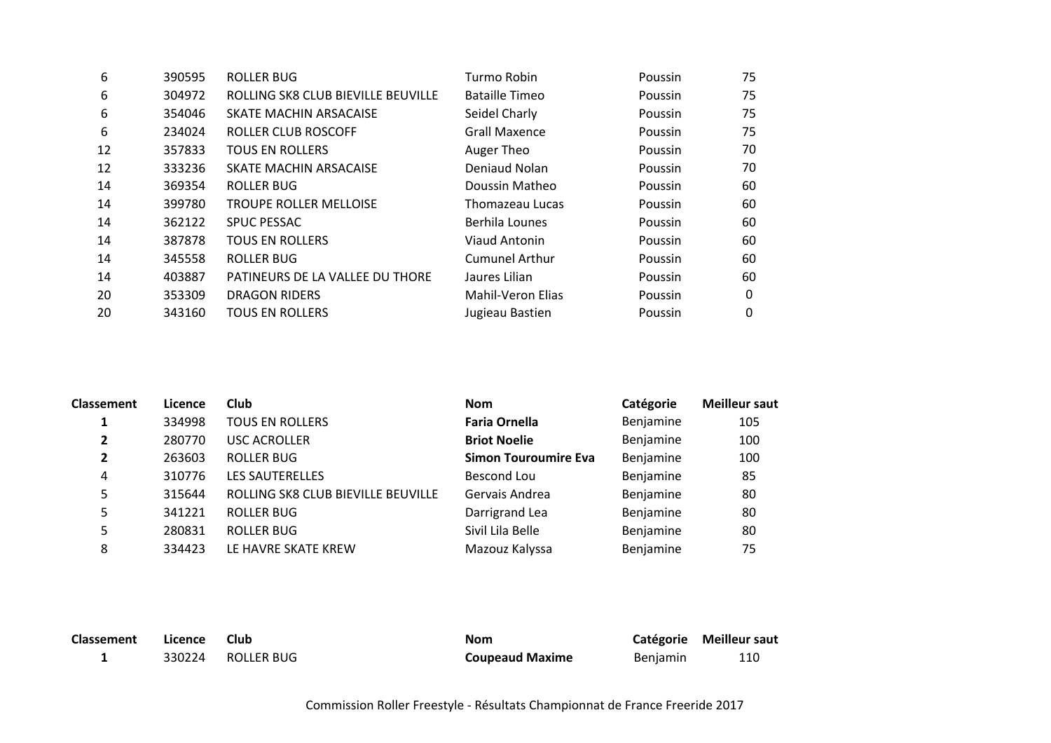| | | | | | |
|---|---|---|---|---|---|
| 6 | 390595 | ROLLER BUG | Turmo Robin | Poussin | 75 |
| 6 | 304972 | ROLLING SK8 CLUB BIEVILLE BEUVILLE | Bataille Timeo | Poussin | 75 |
| 6 | 354046 | SKATE MACHIN ARSACAISE | Seidel Charly | Poussin | 75 |
| 6 | 234024 | ROLLER CLUB ROSCOFF | Grall Maxence | Poussin | 75 |
| 12 | 357833 | TOUS EN ROLLERS | Auger Theo | Poussin | 70 |
| 12 | 333236 | SKATE MACHIN ARSACAISE | Deniaud Nolan | Poussin | 70 |
| 14 | 369354 | ROLLER BUG | Doussin Matheo | Poussin | 60 |
| 14 | 399780 | TROUPE ROLLER MELLOISE | Thomazeau Lucas | Poussin | 60 |
| 14 | 362122 | SPUC PESSAC | Berhila Lounes | Poussin | 60 |
| 14 | 387878 | TOUS EN ROLLERS | Viaud Antonin | Poussin | 60 |
| 14 | 345558 | ROLLER BUG | Cumunel Arthur | Poussin | 60 |
| 14 | 403887 | PATINEURS DE LA VALLEE DU THORE | Jaures Lilian | Poussin | 60 |
| 20 | 353309 | DRAGON RIDERS | Mahil-Veron Elias | Poussin | 0 |
| 20 | 343160 | TOUS EN ROLLERS | Jugieau Bastien | Poussin | 0 |

| Classement | Licence | Club | Nom | Catégorie | Meilleur saut |
|---|---|---|---|---|---|
| **1** | 334998 | TOUS EN ROLLERS | **Faria Ornella** | Benjamine | 105 |
| **2** | 280770 | USC ACROLLER | **Briot Noelie** | Benjamine | 100 |
| **2** | 263603 | ROLLER BUG | **Simon Touroumire Eva** | Benjamine | 100 |
| 4 | 310776 | LES SAUTERELLES | Bescond Lou | Benjamine | 85 |
| 5 | 315644 | ROLLING SK8 CLUB BIEVILLE BEUVILLE | Gervais Andrea | Benjamine | 80 |
| 5 | 341221 | ROLLER BUG | Darrigrand Lea | Benjamine | 80 |
| 5 | 280831 | ROLLER BUG | Sivil Lila Belle | Benjamine | 80 |
| 8 | 334423 | LE HAVRE SKATE KREW | Mazouz Kalyssa | Benjamine | 75 |

| Classement | Licence | Club | Nom | Catégorie | Meilleur saut |
|---|---|---|---|---|---|
| **1** | 330224 | ROLLER BUG | **Coupeaud Maxime** | Benjamin | 110 |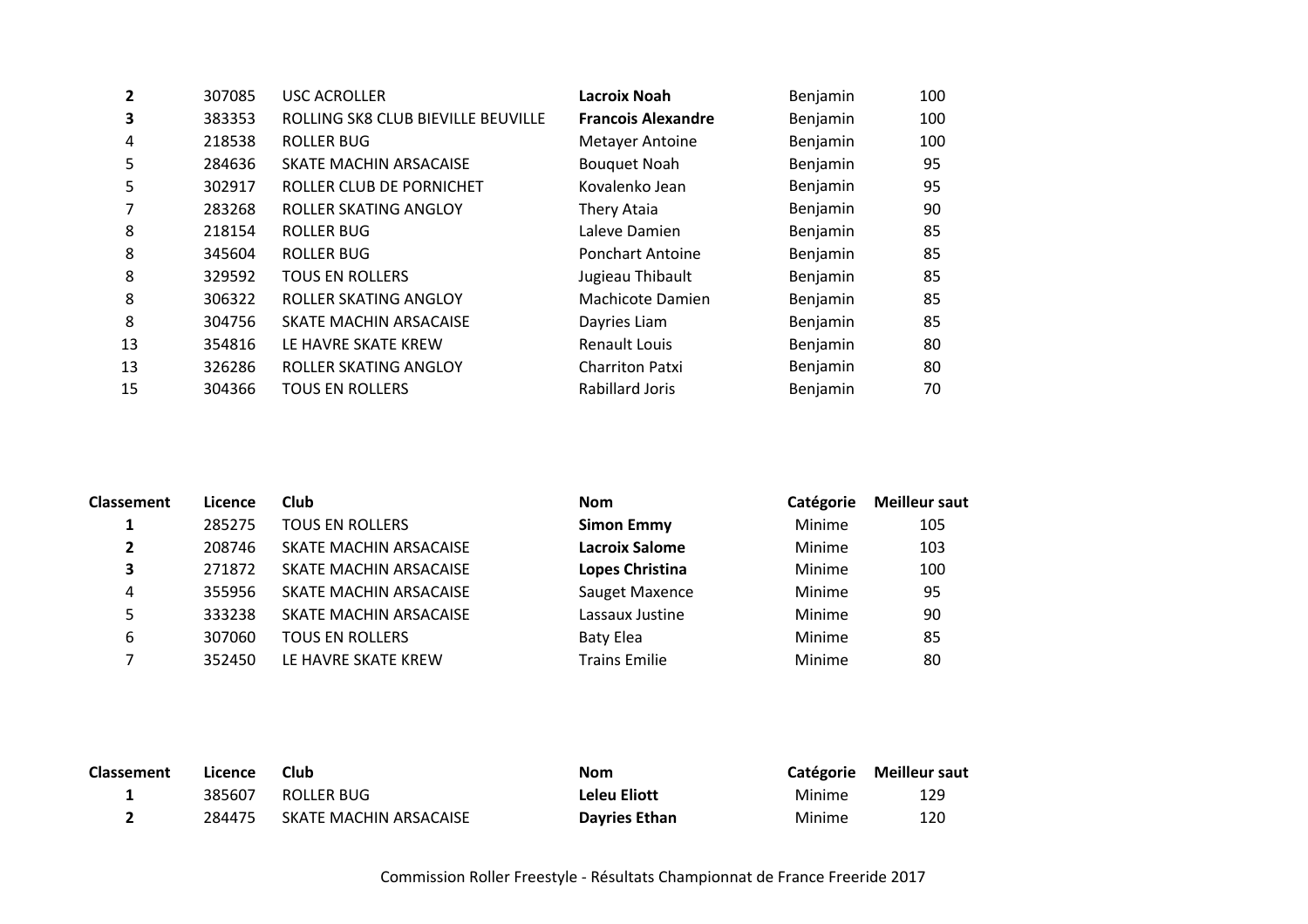| | | | | | |
|---|---|---|---|---|---|
| **2** | 307085 | USC ACROLLER | **Lacroix Noah** | Benjamin | 100 |
| **3** | 383353 | ROLLING SK8 CLUB BIEVILLE BEUVILLE | **Francois Alexandre** | Benjamin | 100 |
| 4 | 218538 | ROLLER BUG | Metayer Antoine | Benjamin | 100 |
| 5 | 284636 | SKATE MACHIN ARSACAISE | Bouquet Noah | Benjamin | 95 |
| 5 | 302917 | ROLLER CLUB DE PORNICHET | Kovalenko Jean | Benjamin | 95 |
| 7 | 283268 | ROLLER SKATING ANGLOY | Thery Ataia | Benjamin | 90 |
| 8 | 218154 | ROLLER BUG | Laleve Damien | Benjamin | 85 |
| 8 | 345604 | ROLLER BUG | Ponchart Antoine | Benjamin | 85 |
| 8 | 329592 | TOUS EN ROLLERS | Jugieau Thibault | Benjamin | 85 |
| 8 | 306322 | ROLLER SKATING ANGLOY | Machicote Damien | Benjamin | 85 |
| 8 | 304756 | SKATE MACHIN ARSACAISE | Dayries Liam | Benjamin | 85 |
| 13 | 354816 | LE HAVRE SKATE KREW | Renault Louis | Benjamin | 80 |
| 13 | 326286 | ROLLER SKATING ANGLOY | Charriton Patxi | Benjamin | 80 |
| 15 | 304366 | TOUS EN ROLLERS | Rabillard Joris | Benjamin | 70 |

| Classement | Licence | Club | Nom | Catégorie | Meilleur saut |
|---|---|---|---|---|---|
| **1** | 285275 | TOUS EN ROLLERS | **Simon Emmy** | Minime | 105 |
| **2** | 208746 | SKATE MACHIN ARSACAISE | **Lacroix Salome** | Minime | 103 |
| **3** | 271872 | SKATE MACHIN ARSACAISE | **Lopes Christina** | Minime | 100 |
| 4 | 355956 | SKATE MACHIN ARSACAISE | Sauget Maxence | Minime | 95 |
| 5 | 333238 | SKATE MACHIN ARSACAISE | Lassaux Justine | Minime | 90 |
| 6 | 307060 | TOUS EN ROLLERS | Baty Elea | Minime | 85 |
| 7 | 352450 | LE HAVRE SKATE KREW | Trains Emilie | Minime | 80 |

| Classement | Licence | Club | Nom | Catégorie | Meilleur saut |
|---|---|---|---|---|---|
| **1** | 385607 | ROLLER BUG | **Leleu Eliott** | Minime | 129 |
| **2** | 284475 | SKATE MACHIN ARSACAISE | **Dayries Ethan** | Minime | 120 |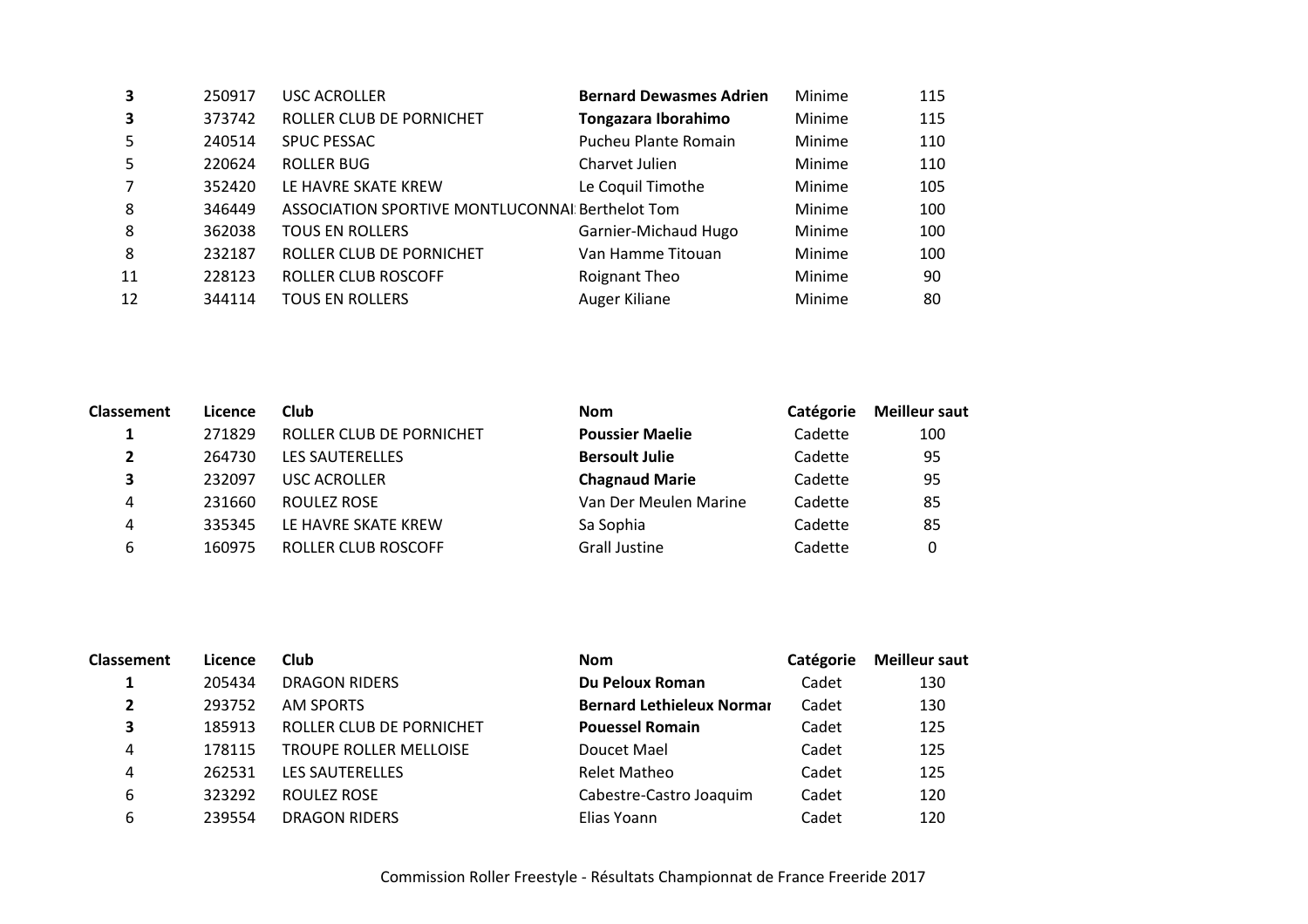| | | | | | |
|---|---|---|---|---|---|
| **3** | 250917 | USC ACROLLER | **Bernard Dewasmes Adrien** | Minime | 115 |
| **3** | 373742 | ROLLER CLUB DE PORNICHET | **Tongazara Iborahimo** | Minime | 115 |
| 5 | 240514 | SPUC PESSAC | Pucheu Plante Romain | Minime | 110 |
| 5 | 220624 | ROLLER BUG | Charvet Julien | Minime | 110 |
| 7 | 352420 | LE HAVRE SKATE KREW | Le Coquil Timothe | Minime | 105 |
| 8 | 346449 | ASSOCIATION SPORTIVE MONTLUCONNAI | Berthelot Tom | Minime | 100 |
| 8 | 362038 | TOUS EN ROLLERS | Garnier-Michaud Hugo | Minime | 100 |
| 8 | 232187 | ROLLER CLUB DE PORNICHET | Van Hamme Titouan | Minime | 100 |
| 11 | 228123 | ROLLER CLUB ROSCOFF | Roignant Theo | Minime | 90 |
| 12 | 344114 | TOUS EN ROLLERS | Auger Kiliane | Minime | 80 |

| Classement | Licence | Club | Nom | Catégorie | Meilleur saut |
|---|---|---|---|---|---|
| **1** | 271829 | ROLLER CLUB DE PORNICHET | **Poussier Maelie** | Cadette | 100 |
| **2** | 264730 | LES SAUTERELLES | **Bersoult Julie** | Cadette | 95 |
| **3** | 232097 | USC ACROLLER | **Chagnaud Marie** | Cadette | 95 |
| 4 | 231660 | ROULEZ ROSE | Van Der Meulen Marine | Cadette | 85 |
| 4 | 335345 | LE HAVRE SKATE KREW | Sa Sophia | Cadette | 85 |
| 6 | 160975 | ROLLER CLUB ROSCOFF | Grall Justine | Cadette | 0 |

| Classement | Licence | Club | Nom | Catégorie | Meilleur saut |
|---|---|---|---|---|---|
| **1** | 205434 | DRAGON RIDERS | **Du Peloux Roman** | Cadet | 130 |
| **2** | 293752 | AM SPORTS | **Bernard Lethieleux Normar** | Cadet | 130 |
| **3** | 185913 | ROLLER CLUB DE PORNICHET | **Pouessel Romain** | Cadet | 125 |
| 4 | 178115 | TROUPE ROLLER MELLOISE | Doucet Mael | Cadet | 125 |
| 4 | 262531 | LES SAUTERELLES | Relet Matheo | Cadet | 125 |
| 6 | 323292 | ROULEZ ROSE | Cabestre-Castro Joaquim | Cadet | 120 |
| 6 | 239554 | DRAGON RIDERS | Elias Yoann | Cadet | 120 |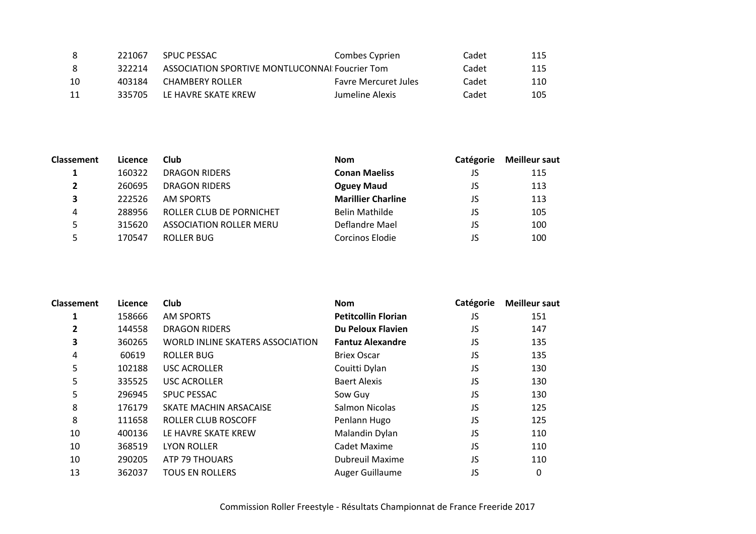| | | | | | |
|---|---|---|---|---|---|
| 8 | 221067 | SPUC PESSAC | Combes Cyprien | Cadet | 115 |
| 8 | 322214 | ASSOCIATION SPORTIVE MONTLUCONNAI | Foucrier Tom | Cadet | 115 |
| 10 | 403184 | CHAMBERY ROLLER | Favre Mercuret Jules | Cadet | 110 |
| 11 | 335705 | LE HAVRE SKATE KREW | Jumeline Alexis | Cadet | 105 |

| Classement | Licence | Club | Nom | Catégorie | Meilleur saut |
|---|---|---|---|---|---|
| **1** | 160322 | DRAGON RIDERS | **Conan Maeliss** | JS | 115 |
| **2** | 260695 | DRAGON RIDERS | **Oguey Maud** | JS | 113 |
| **3** | 222526 | AM SPORTS | **Marillier Charline** | JS | 113 |
| 4 | 288956 | ROLLER CLUB DE PORNICHET | Belin Mathilde | JS | 105 |
| 5 | 315620 | ASSOCIATION ROLLER MERU | Deflandre Mael | JS | 100 |
| 5 | 170547 | ROLLER BUG | Corcinos Elodie | JS | 100 |

| Classement | Licence | Club | Nom | Catégorie | Meilleur saut |
|---|---|---|---|---|---|
| **1** | 158666 | AM SPORTS | **Petitcollin Florian** | JS | 151 |
| **2** | 144558 | DRAGON RIDERS | **Du Peloux Flavien** | JS | 147 |
| **3** | 360265 | WORLD INLINE SKATERS ASSOCIATION | **Fantuz Alexandre** | JS | 135 |
| 4 | 60619 | ROLLER BUG | Briex Oscar | JS | 135 |
| 5 | 102188 | USC ACROLLER | Couitti Dylan | JS | 130 |
| 5 | 335525 | USC ACROLLER | Baert Alexis | JS | 130 |
| 5 | 296945 | SPUC PESSAC | Sow Guy | JS | 130 |
| 8 | 176179 | SKATE MACHIN ARSACAISE | Salmon Nicolas | JS | 125 |
| 8 | 111658 | ROLLER CLUB ROSCOFF | Penlann Hugo | JS | 125 |
| 10 | 400136 | LE HAVRE SKATE KREW | Malandin Dylan | JS | 110 |
| 10 | 368519 | LYON ROLLER | Cadet Maxime | JS | 110 |
| 10 | 290205 | ATP 79 THOUARS | Dubreuil Maxime | JS | 110 |
| 13 | 362037 | TOUS EN ROLLERS | Auger Guillaume | JS | 0 |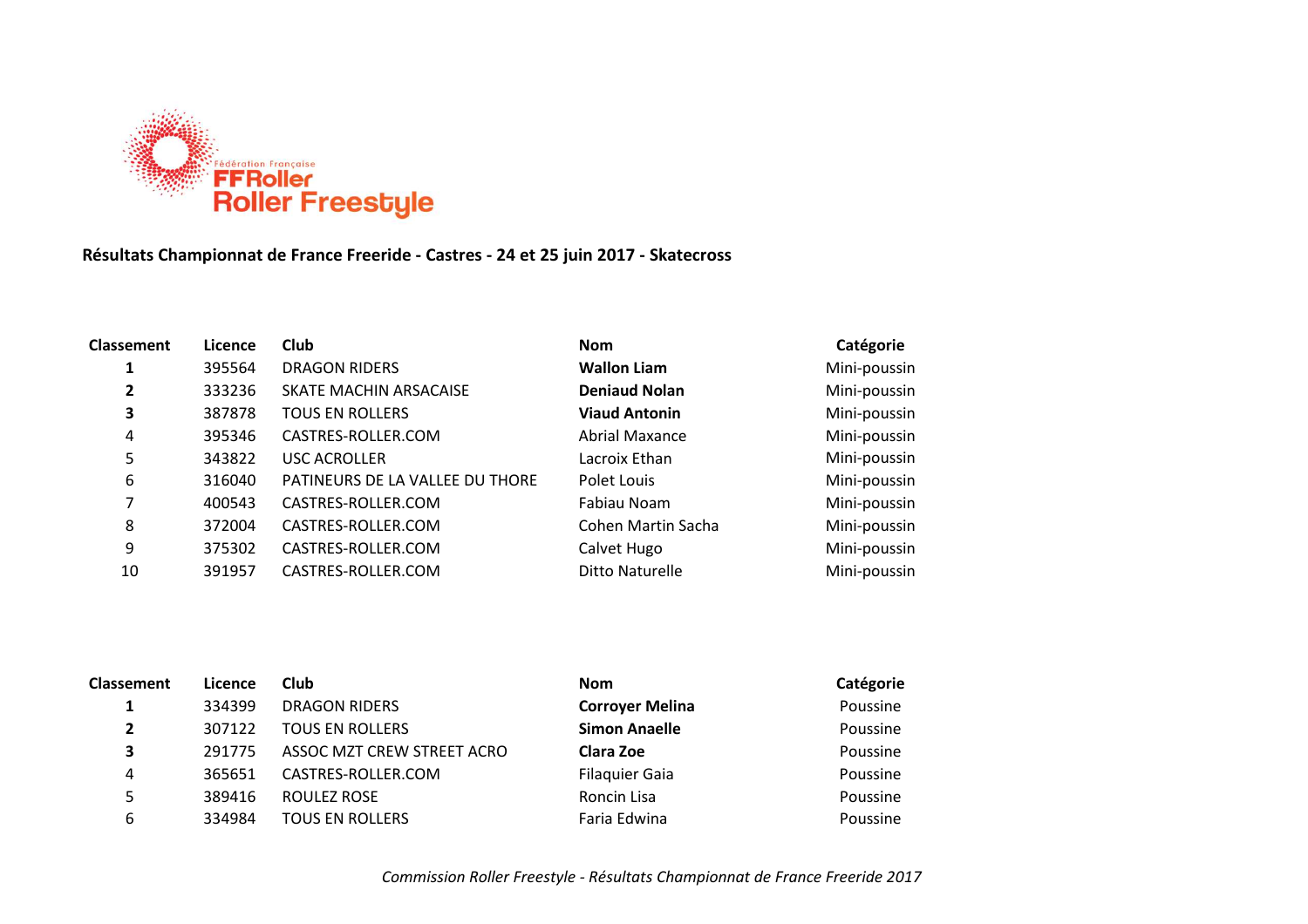Fédération Française
**FFRoller**
**Roller Freestyle**

**Résultats Championnat de France Freeride - Castres - 24 et 25 juin 2017 - Skatecross**

| Classement | Licence | Club | Nom | Catégorie |
|---|---|---|---|---|
| **1** | 395564 | DRAGON RIDERS | **Wallon Liam** | Mini-poussin |
| **2** | 333236 | SKATE MACHIN ARSACAISE | **Deniaud Nolan** | Mini-poussin |
| **3** | 387878 | TOUS EN ROLLERS | **Viaud Antonin** | Mini-poussin |
| 4 | 395346 | CASTRES-ROLLER.COM | Abrial Maxance | Mini-poussin |
| 5 | 343822 | USC ACROLLER | Lacroix Ethan | Mini-poussin |
| 6 | 316040 | PATINEURS DE LA VALLEE DU THORE | Polet Louis | Mini-poussin |
| 7 | 400543 | CASTRES-ROLLER.COM | Fabiau Noam | Mini-poussin |
| 8 | 372004 | CASTRES-ROLLER.COM | Cohen Martin Sacha | Mini-poussin |
| 9 | 375302 | CASTRES-ROLLER.COM | Calvet Hugo | Mini-poussin |
| 10 | 391957 | CASTRES-ROLLER.COM | Ditto Naturelle | Mini-poussin |

| Classement | Licence | Club | Nom | Catégorie |
|---|---|---|---|---|
| **1** | 334399 | DRAGON RIDERS | **Corroyer Melina** | Poussine |
| **2** | 307122 | TOUS EN ROLLERS | **Simon Anaelle** | Poussine |
| **3** | 291775 | ASSOC MZT CREW STREET ACRO | **Clara Zoe** | Poussine |
| 4 | 365651 | CASTRES-ROLLER.COM | Filaquier Gaia | Poussine |
| 5 | 389416 | ROULEZ ROSE | Roncin Lisa | Poussine |
| 6 | 334984 | TOUS EN ROLLERS | Faria Edwina | Poussine |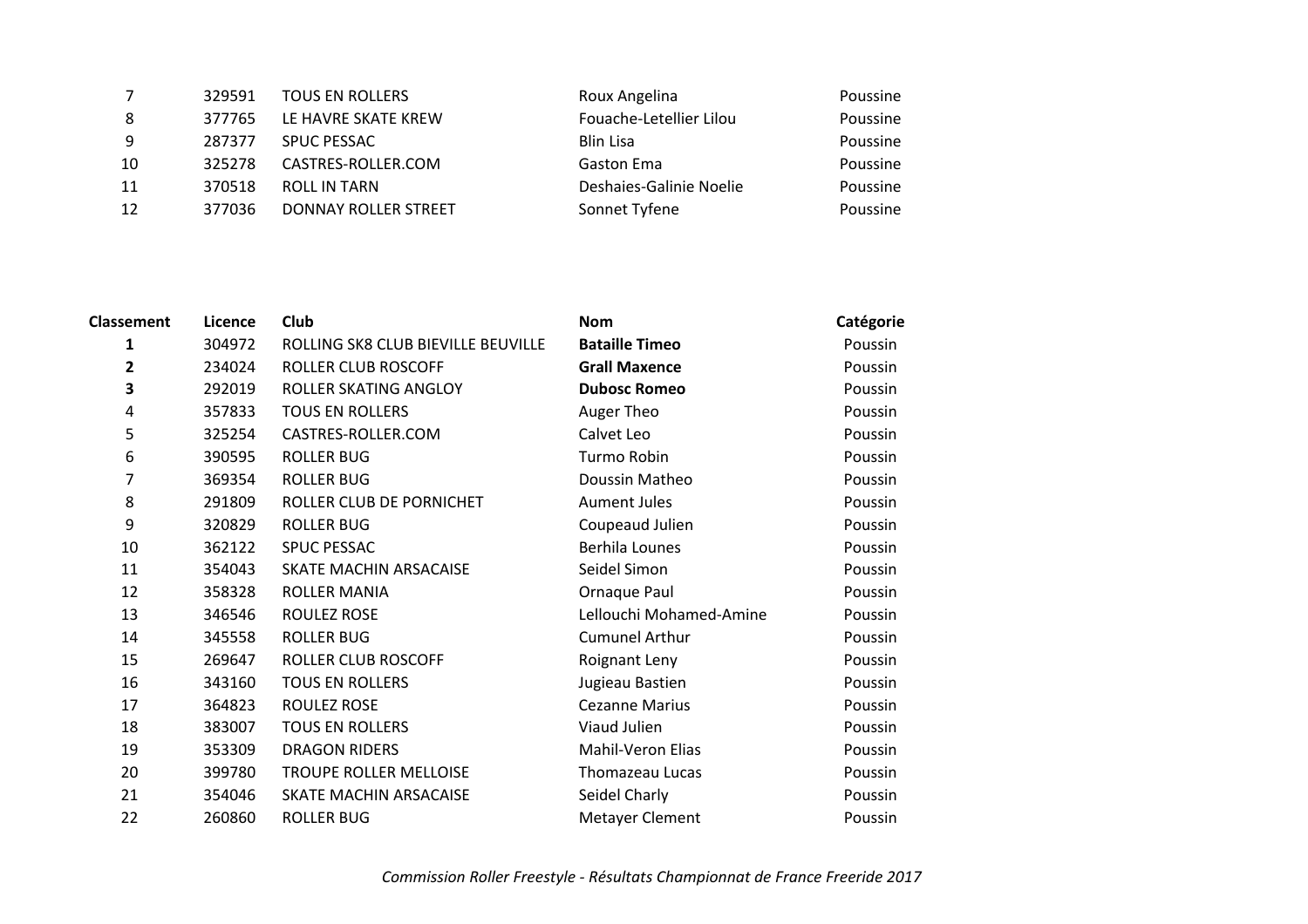| | | | | |
|---|---|---|---|---|
| 7 | 329591 | TOUS EN ROLLERS | Roux Angelina | Poussine |
| 8 | 377765 | LE HAVRE SKATE KREW | Fouache-Letellier Lilou | Poussine |
| 9 | 287377 | SPUC PESSAC | Blin Lisa | Poussine |
| 10 | 325278 | CASTRES-ROLLER.COM | Gaston Ema | Poussine |
| 11 | 370518 | ROLL IN TARN | Deshaies-Galinie Noelie | Poussine |
| 12 | 377036 | DONNAY ROLLER STREET | Sonnet Tyfene | Poussine |

| Classement | Licence | Club | Nom | Catégorie |
|---|---|---|---|---|
| **1** | 304972 | ROLLING SK8 CLUB BIEVILLE BEUVILLE | **Bataille Timeo** | Poussin |
| **2** | 234024 | ROLLER CLUB ROSCOFF | **Grall Maxence** | Poussin |
| **3** | 292019 | ROLLER SKATING ANGLOY | **Dubosc Romeo** | Poussin |
| 4 | 357833 | TOUS EN ROLLERS | Auger Theo | Poussin |
| 5 | 325254 | CASTRES-ROLLER.COM | Calvet Leo | Poussin |
| 6 | 390595 | ROLLER BUG | Turmo Robin | Poussin |
| 7 | 369354 | ROLLER BUG | Doussin Matheo | Poussin |
| 8 | 291809 | ROLLER CLUB DE PORNICHET | Aument Jules | Poussin |
| 9 | 320829 | ROLLER BUG | Coupeaud Julien | Poussin |
| 10 | 362122 | SPUC PESSAC | Berhila Lounes | Poussin |
| 11 | 354043 | SKATE MACHIN ARSACAISE | Seidel Simon | Poussin |
| 12 | 358328 | ROLLER MANIA | Ornaque Paul | Poussin |
| 13 | 346546 | ROULEZ ROSE | Lellouchi Mohamed-Amine | Poussin |
| 14 | 345558 | ROLLER BUG | Cumunel Arthur | Poussin |
| 15 | 269647 | ROLLER CLUB ROSCOFF | Roignant Leny | Poussin |
| 16 | 343160 | TOUS EN ROLLERS | Jugieau Bastien | Poussin |
| 17 | 364823 | ROULEZ ROSE | Cezanne Marius | Poussin |
| 18 | 383007 | TOUS EN ROLLERS | Viaud Julien | Poussin |
| 19 | 353309 | DRAGON RIDERS | Mahil-Veron Elias | Poussin |
| 20 | 399780 | TROUPE ROLLER MELLOISE | Thomazeau Lucas | Poussin |
| 21 | 354046 | SKATE MACHIN ARSACAISE | Seidel Charly | Poussin |
| 22 | 260860 | ROLLER BUG | Metayer Clement | Poussin |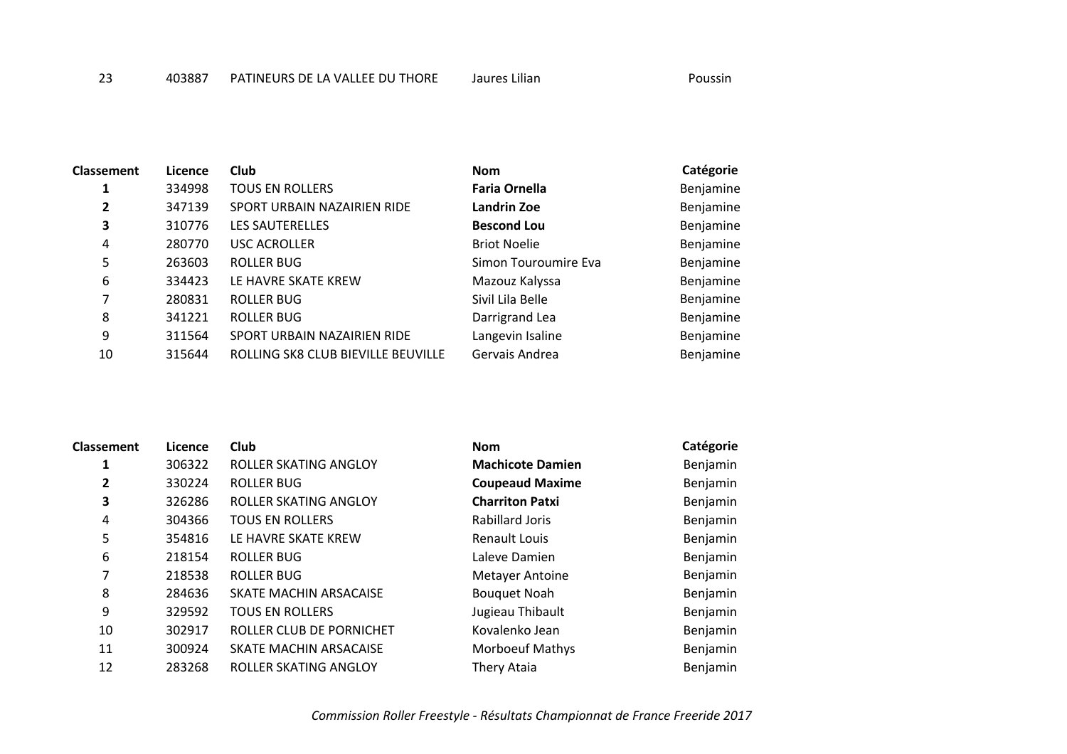| 23 | 403887 | PATINEURS DE LA VALLEE DU THORE | Jaures Lilian | Poussin |
|---|---|---|---|---|

| Classement | Licence | Club | Nom | Catégorie |
|---|---|---|---|---|
| **1** | 334998 | TOUS EN ROLLERS | **Faria Ornella** | Benjamine |
| **2** | 347139 | SPORT URBAIN NAZAIRIEN RIDE | **Landrin Zoe** | Benjamine |
| **3** | 310776 | LES SAUTERELLES | **Bescond Lou** | Benjamine |
| 4 | 280770 | USC ACROLLER | Briot Noelie | Benjamine |
| 5 | 263603 | ROLLER BUG | Simon Touroumire Eva | Benjamine |
| 6 | 334423 | LE HAVRE SKATE KREW | Mazouz Kalyssa | Benjamine |
| 7 | 280831 | ROLLER BUG | Sivil Lila Belle | Benjamine |
| 8 | 341221 | ROLLER BUG | Darrigrand Lea | Benjamine |
| 9 | 311564 | SPORT URBAIN NAZAIRIEN RIDE | Langevin Isaline | Benjamine |
| 10 | 315644 | ROLLING SK8 CLUB BIEVILLE BEUVILLE | Gervais Andrea | Benjamine |

| Classement | Licence | Club | Nom | Catégorie |
|---|---|---|---|---|
| **1** | 306322 | ROLLER SKATING ANGLOY | **Machicote Damien** | Benjamin |
| **2** | 330224 | ROLLER BUG | **Coupeaud Maxime** | Benjamin |
| **3** | 326286 | ROLLER SKATING ANGLOY | **Charriton Patxi** | Benjamin |
| 4 | 304366 | TOUS EN ROLLERS | Rabillard Joris | Benjamin |
| 5 | 354816 | LE HAVRE SKATE KREW | Renault Louis | Benjamin |
| 6 | 218154 | ROLLER BUG | Laleve Damien | Benjamin |
| 7 | 218538 | ROLLER BUG | Metayer Antoine | Benjamin |
| 8 | 284636 | SKATE MACHIN ARSACAISE | Bouquet Noah | Benjamin |
| 9 | 329592 | TOUS EN ROLLERS | Jugieau Thibault | Benjamin |
| 10 | 302917 | ROLLER CLUB DE PORNICHET | Kovalenko Jean | Benjamin |
| 11 | 300924 | SKATE MACHIN ARSACAISE | Morboeuf Mathys | Benjamin |
| 12 | 283268 | ROLLER SKATING ANGLOY | Thery Ataia | Benjamin |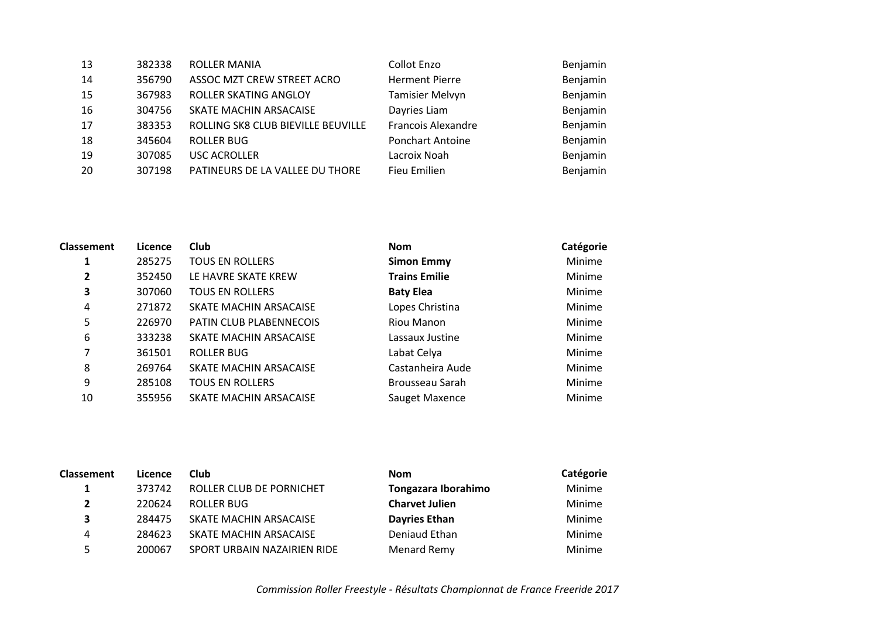| Classement | Licence | Club | Nom | Catégorie |
|---|---|---|---|---|
| 13 | 382338 | ROLLER MANIA | Collot Enzo | Benjamin |
| 14 | 356790 | ASSOC MZT CREW STREET ACRO | Herment Pierre | Benjamin |
| 15 | 367983 | ROLLER SKATING ANGLOY | Tamisier Melvyn | Benjamin |
| 16 | 304756 | SKATE MACHIN ARSACAISE | Dayries Liam | Benjamin |
| 17 | 383353 | ROLLING SK8 CLUB BIEVILLE BEUVILLE | Francois Alexandre | Benjamin |
| 18 | 345604 | ROLLER BUG | Ponchart Antoine | Benjamin |
| 19 | 307085 | USC ACROLLER | Lacroix Noah | Benjamin |
| 20 | 307198 | PATINEURS DE LA VALLEE DU THORE | Fieu Emilien | Benjamin |

| Classement | Licence | Club | Nom | Catégorie |
|---|---|---|---|---|
| **1** | 285275 | TOUS EN ROLLERS | **Simon Emmy** | Minime |
| **2** | 352450 | LE HAVRE SKATE KREW | **Trains Emilie** | Minime |
| **3** | 307060 | TOUS EN ROLLERS | **Baty Elea** | Minime |
| 4 | 271872 | SKATE MACHIN ARSACAISE | Lopes Christina | Minime |
| 5 | 226970 | PATIN CLUB PLABENNECOIS | Riou Manon | Minime |
| 6 | 333238 | SKATE MACHIN ARSACAISE | Lassaux Justine | Minime |
| 7 | 361501 | ROLLER BUG | Labat Celya | Minime |
| 8 | 269764 | SKATE MACHIN ARSACAISE | Castanheira Aude | Minime |
| 9 | 285108 | TOUS EN ROLLERS | Brousseau Sarah | Minime |
| 10 | 355956 | SKATE MACHIN ARSACAISE | Sauget Maxence | Minime |

| Classement | Licence | Club | Nom | Catégorie |
|---|---|---|---|---|
| **1** | 373742 | ROLLER CLUB DE PORNICHET | **Tongazara Iborahimo** | Minime |
| **2** | 220624 | ROLLER BUG | **Charvet Julien** | Minime |
| **3** | 284475 | SKATE MACHIN ARSACAISE | **Dayries Ethan** | Minime |
| 4 | 284623 | SKATE MACHIN ARSACAISE | Deniaud Ethan | Minime |
| 5 | 200067 | SPORT URBAIN NAZAIRIEN RIDE | Menard Remy | Minime |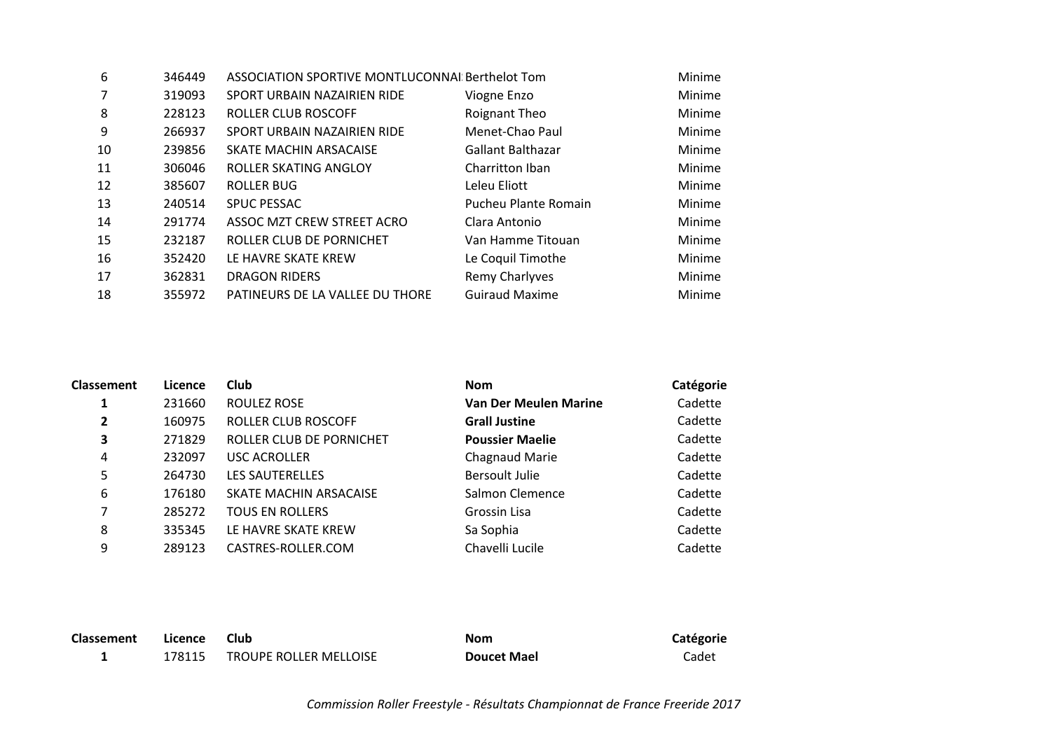| | | | | |
|---|---|---|---|---|
| 6 | 346449 | ASSOCIATION SPORTIVE MONTLUCONNAI | Berthelot Tom | Minime |
| 7 | 319093 | SPORT URBAIN NAZAIRIEN RIDE | Viogne Enzo | Minime |
| 8 | 228123 | ROLLER CLUB ROSCOFF | Roignant Theo | Minime |
| 9 | 266937 | SPORT URBAIN NAZAIRIEN RIDE | Menet-Chao Paul | Minime |
| 10 | 239856 | SKATE MACHIN ARSACAISE | Gallant Balthazar | Minime |
| 11 | 306046 | ROLLER SKATING ANGLOY | Charritton Iban | Minime |
| 12 | 385607 | ROLLER BUG | Leleu Eliott | Minime |
| 13 | 240514 | SPUC PESSAC | Pucheu Plante Romain | Minime |
| 14 | 291774 | ASSOC MZT CREW STREET ACRO | Clara Antonio | Minime |
| 15 | 232187 | ROLLER CLUB DE PORNICHET | Van Hamme Titouan | Minime |
| 16 | 352420 | LE HAVRE SKATE KREW | Le Coquil Timothe | Minime |
| 17 | 362831 | DRAGON RIDERS | Remy Charlyves | Minime |
| 18 | 355972 | PATINEURS DE LA VALLEE DU THORE | Guiraud Maxime | Minime |

| Classement | Licence | Club | Nom | Catégorie |
|---|---|---|---|---|
| **1** | 231660 | ROULEZ ROSE | **Van Der Meulen Marine** | Cadette |
| **2** | 160975 | ROLLER CLUB ROSCOFF | **Grall Justine** | Cadette |
| **3** | 271829 | ROLLER CLUB DE PORNICHET | **Poussier Maelie** | Cadette |
| 4 | 232097 | USC ACROLLER | Chagnaud Marie | Cadette |
| 5 | 264730 | LES SAUTERELLES | Bersoult Julie | Cadette |
| 6 | 176180 | SKATE MACHIN ARSACAISE | Salmon Clemence | Cadette |
| 7 | 285272 | TOUS EN ROLLERS | Grossin Lisa | Cadette |
| 8 | 335345 | LE HAVRE SKATE KREW | Sa Sophia | Cadette |
| 9 | 289123 | CASTRES-ROLLER.COM | Chavelli Lucile | Cadette |

| Classement | Licence | Club | Nom | Catégorie |
|---|---|---|---|---|
| **1** | 178115 | TROUPE ROLLER MELLOISE | **Doucet Mael** | Cadet |

*Commission Roller Freestyle - Résultats Championnat de France Freeride 2017*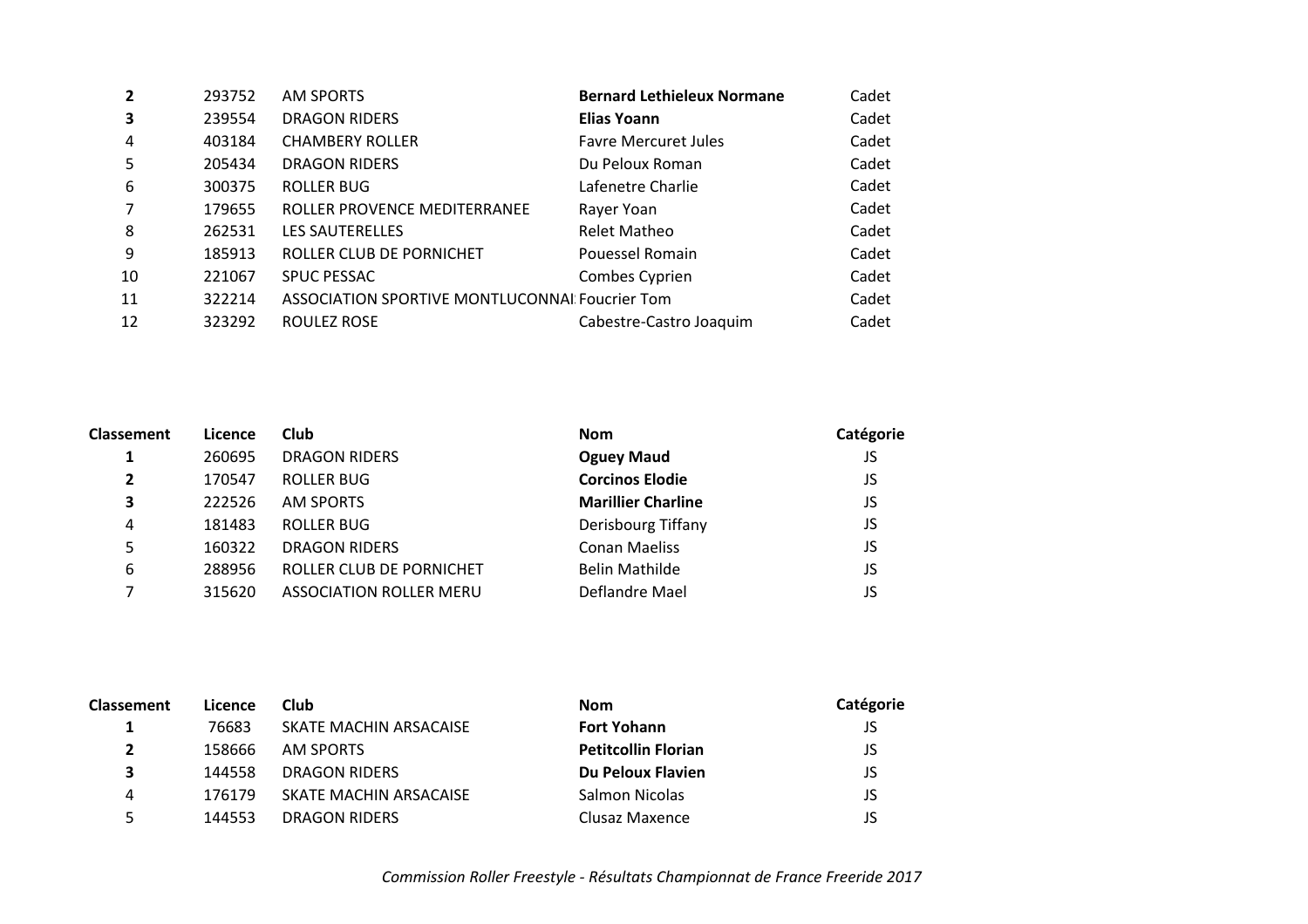| | | | | |
|---|---|---|---|---|
| **2** | 293752 | AM SPORTS | **Bernard Lethieleux Normane** | Cadet |
| **3** | 239554 | DRAGON RIDERS | **Elias Yoann** | Cadet |
| 4 | 403184 | CHAMBERY ROLLER | Favre Mercuret Jules | Cadet |
| 5 | 205434 | DRAGON RIDERS | Du Peloux Roman | Cadet |
| 6 | 300375 | ROLLER BUG | Lafenetre Charlie | Cadet |
| 7 | 179655 | ROLLER PROVENCE MEDITERRANEE | Rayer Yoan | Cadet |
| 8 | 262531 | LES SAUTERELLES | Relet Matheo | Cadet |
| 9 | 185913 | ROLLER CLUB DE PORNICHET | Pouessel Romain | Cadet |
| 10 | 221067 | SPUC PESSAC | Combes Cyprien | Cadet |
| 11 | 322214 | ASSOCIATION SPORTIVE MONTLUCONNAI | Foucrier Tom | Cadet |
| 12 | 323292 | ROULEZ ROSE | Cabestre-Castro Joaquim | Cadet |

| Classement | Licence | Club | Nom | Catégorie |
|---|---|---|---|---|
| **1** | 260695 | DRAGON RIDERS | **Oguey Maud** | JS |
| **2** | 170547 | ROLLER BUG | **Corcinos Elodie** | JS |
| **3** | 222526 | AM SPORTS | **Marillier Charline** | JS |
| 4 | 181483 | ROLLER BUG | Derisbourg Tiffany | JS |
| 5 | 160322 | DRAGON RIDERS | Conan Maeliss | JS |
| 6 | 288956 | ROLLER CLUB DE PORNICHET | Belin Mathilde | JS |
| 7 | 315620 | ASSOCIATION ROLLER MERU | Deflandre Mael | JS |

| Classement | Licence | Club | Nom | Catégorie |
|---|---|---|---|---|
| **1** | 76683 | SKATE MACHIN ARSACAISE | **Fort Yohann** | JS |
| **2** | 158666 | AM SPORTS | **Petitcollin Florian** | JS |
| **3** | 144558 | DRAGON RIDERS | **Du Peloux Flavien** | JS |
| 4 | 176179 | SKATE MACHIN ARSACAISE | Salmon Nicolas | JS |
| 5 | 144553 | DRAGON RIDERS | Clusaz Maxence | JS |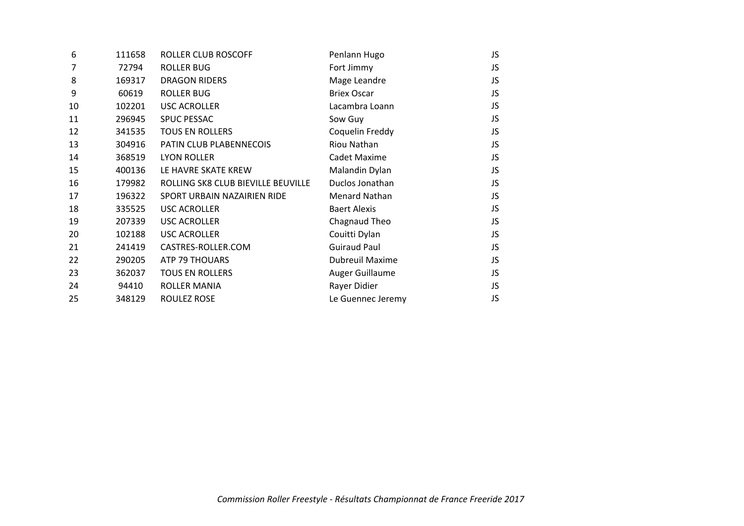| | | | | |
|---|---|---|---|---|
| 6 | 111658 | ROLLER CLUB ROSCOFF | Penlann Hugo | JS |
| 7 | 72794 | ROLLER BUG | Fort Jimmy | JS |
| 8 | 169317 | DRAGON RIDERS | Mage Leandre | JS |
| 9 | 60619 | ROLLER BUG | Briex Oscar | JS |
| 10 | 102201 | USC ACROLLER | Lacambra Loann | JS |
| 11 | 296945 | SPUC PESSAC | Sow Guy | JS |
| 12 | 341535 | TOUS EN ROLLERS | Coquelin Freddy | JS |
| 13 | 304916 | PATIN CLUB PLABENNECOIS | Riou Nathan | JS |
| 14 | 368519 | LYON ROLLER | Cadet Maxime | JS |
| 15 | 400136 | LE HAVRE SKATE KREW | Malandin Dylan | JS |
| 16 | 179982 | ROLLING SK8 CLUB BIEVILLE BEUVILLE | Duclos Jonathan | JS |
| 17 | 196322 | SPORT URBAIN NAZAIRIEN RIDE | Menard Nathan | JS |
| 18 | 335525 | USC ACROLLER | Baert Alexis | JS |
| 19 | 207339 | USC ACROLLER | Chagnaud Theo | JS |
| 20 | 102188 | USC ACROLLER | Couitti Dylan | JS |
| 21 | 241419 | CASTRES-ROLLER.COM | Guiraud Paul | JS |
| 22 | 290205 | ATP 79 THOUARS | Dubreuil Maxime | JS |
| 23 | 362037 | TOUS EN ROLLERS | Auger Guillaume | JS |
| 24 | 94410 | ROLLER MANIA | Rayer Didier | JS |
| 25 | 348129 | ROULEZ ROSE | Le Guennec Jeremy | JS |